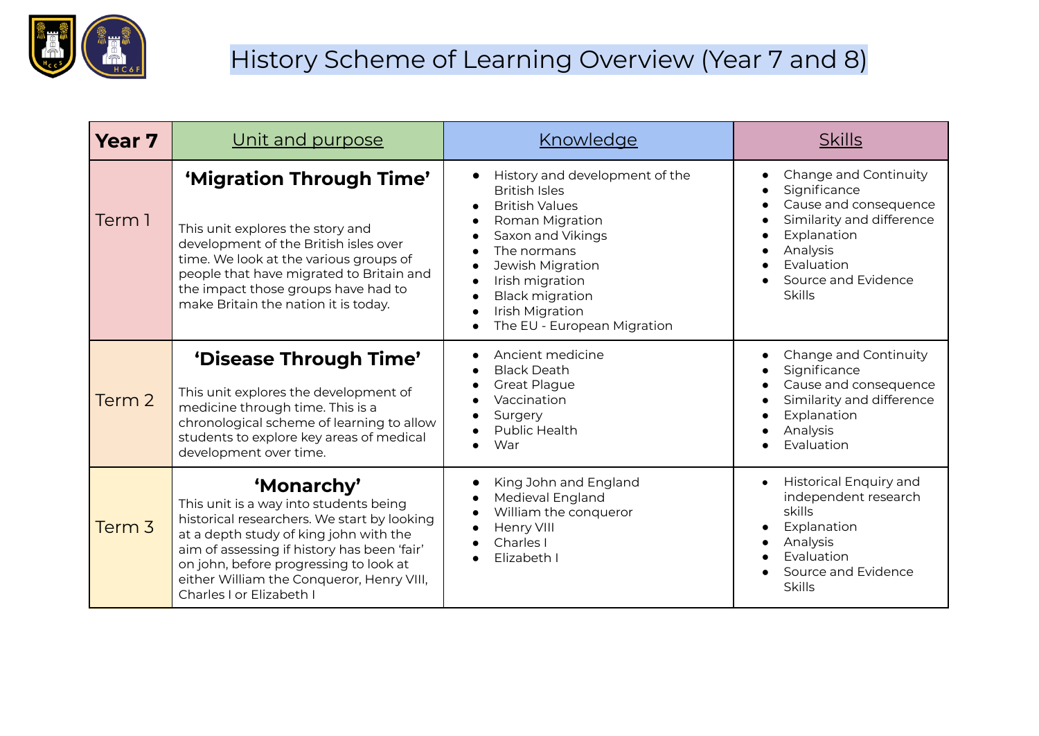# History Scheme of Learning Overview (Year 7 and 8)

| **Year 7** | Unit and purpose | Knowledge | Skills |
|---|---|---|---|
| Term 1 | **'Migration Through Time'**<br><br>This unit explores the story and development of the British isles over time. We look at the various groups of people that have migrated to Britain and the impact those groups have had to make Britain the nation it is today. | • History and development of the British Isles<br>• British Values<br>• Roman Migration<br>• Saxon and Vikings<br>• The normans<br>• Jewish Migration<br>• Irish migration<br>• Black migration<br>• Irish Migration<br>• The EU - European Migration | • Change and Continuity<br>• Significance<br>• Cause and consequence<br>• Similarity and difference<br>• Explanation<br>• Analysis<br>• Evaluation<br>• Source and Evidence Skills |
| Term 2 | **'Disease Through Time'**<br><br>This unit explores the development of medicine through time. This is a chronological scheme of learning to allow students to explore key areas of medical development over time. | • Ancient medicine<br>• Black Death<br>• Great Plague<br>• Vaccination<br>• Surgery<br>• Public Health<br>• War | • Change and Continuity<br>• Significance<br>• Cause and consequence<br>• Similarity and difference<br>• Explanation<br>• Analysis<br>• Evaluation |
| Term 3 | **'Monarchy'**<br>This unit is a way into students being historical researchers. We start by looking at a depth study of king john with the aim of assessing if history has been 'fair' on john, before progressing to look at either William the Conqueror, Henry VIII, Charles I or Elizabeth I | • King John and England<br>• Medieval England<br>• William the conqueror<br>• Henry VIII<br>• Charles I<br>• Elizabeth I | • Historical Enquiry and independent research skills<br>• Explanation<br>• Analysis<br>• Evaluation<br>• Source and Evidence Skills |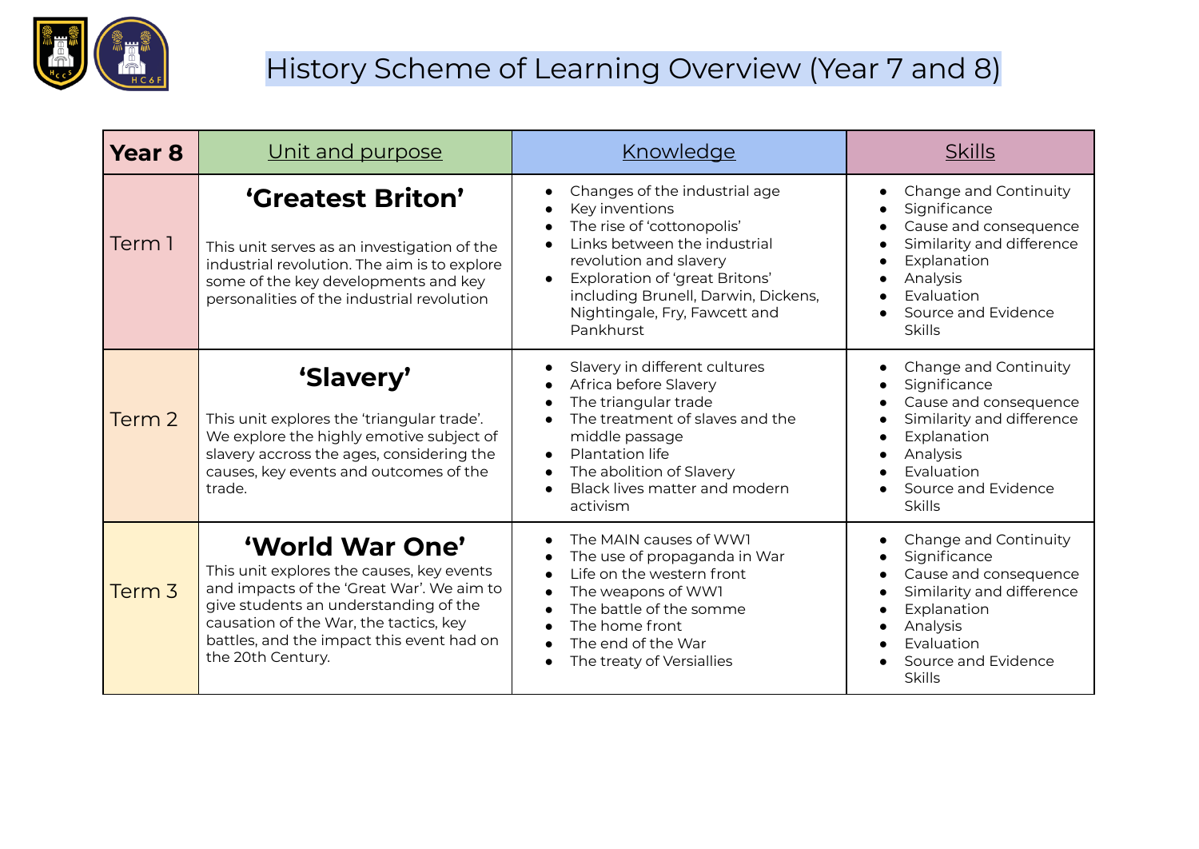# History Scheme of Learning Overview (Year 7 and 8)

| **Year 8** | Unit and purpose | Knowledge | Skills |
|---|---|---|---|
| Term 1 | **'Greatest Briton'**<br><br>This unit serves as an investigation of the industrial revolution. The aim is to explore some of the key developments and key personalities of the industrial revolution | • Changes of the industrial age<br>• Key inventions<br>• The rise of 'cottonopolis'<br>• Links between the industrial revolution and slavery<br>• Exploration of 'great Britons' including Brunell, Darwin, Dickens, Nightingale, Fry, Fawcett and Pankhurst | • Change and Continuity<br>• Significance<br>• Cause and consequence<br>• Similarity and difference<br>• Explanation<br>• Analysis<br>• Evaluation<br>• Source and Evidence Skills |
| Term 2 | **'Slavery'**<br><br>This unit explores the 'triangular trade'. We explore the highly emotive subject of slavery accross the ages, considering the causes, key events and outcomes of the trade. | • Slavery in different cultures<br>• Africa before Slavery<br>• The triangular trade<br>• The treatment of slaves and the middle passage<br>• Plantation life<br>• The abolition of Slavery<br>• Black lives matter and modern activism | • Change and Continuity<br>• Significance<br>• Cause and consequence<br>• Similarity and difference<br>• Explanation<br>• Analysis<br>• Evaluation<br>• Source and Evidence Skills |
| Term 3 | **'World War One'**<br>This unit explores the causes, key events and impacts of the 'Great War'. We aim to give students an understanding of the causation of the War, the tactics, key battles, and the impact this event had on the 20th Century. | • The MAIN causes of WW1<br>• The use of propaganda in War<br>• Life on the western front<br>• The weapons of WW1<br>• The battle of the somme<br>• The home front<br>• The end of the War<br>• The treaty of Versiallies | • Change and Continuity<br>• Significance<br>• Cause and consequence<br>• Similarity and difference<br>• Explanation<br>• Analysis<br>• Evaluation<br>• Source and Evidence Skills |